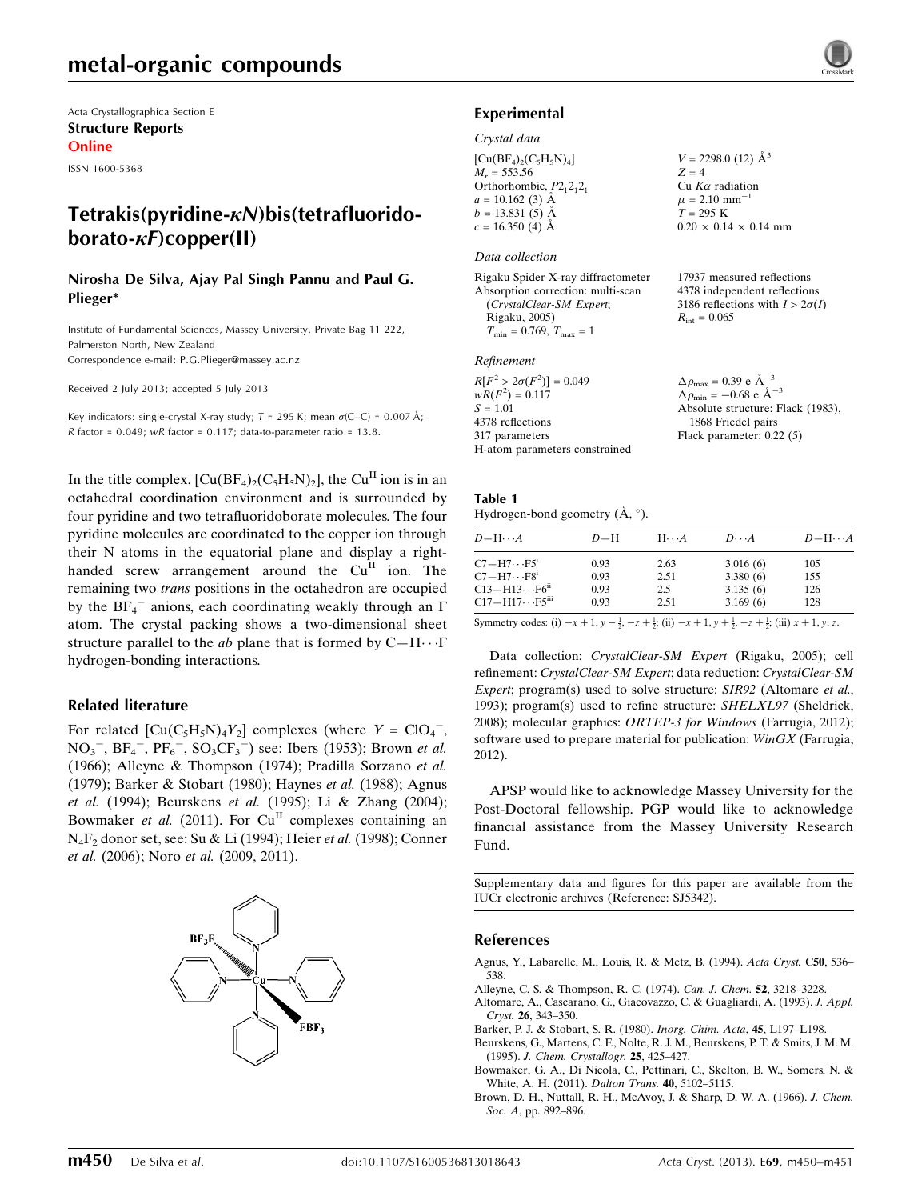Acta Crystallographica Section E
**Structure Reports Online**
ISSN 1600-5368

# Tetrakis(pyridine-κN)bis(tetrafluoridoborato-κF)copper(II)

**Nirosha De Silva, Ajay Pal Singh Pannu and Paul G. Plieger***

Institute of Fundamental Sciences, Massey University, Private Bag 11 222, Palmerston North, New Zealand
Correspondence e-mail: P.G.Plieger@massey.ac.nz

Received 2 July 2013; accepted 5 July 2013

Key indicators: single-crystal X-ray study; $T$ = 295 K; mean $\sigma$(C–C) = 0.007 Å; $R$ factor = 0.049; $wR$ factor = 0.117; data-to-parameter ratio = 13.8.

In the title complex, $[Cu(BF_4)_2(C_5H_5N)_2]$, the $Cu^{II}$ ion is in an octahedral coordination environment and is surrounded by four pyridine and two tetrafluoridoborate molecules. The four pyridine molecules are coordinated to the copper ion through their N atoms in the equatorial plane and display a right-handed screw arrangement around the $Cu^{II}$ ion. The remaining two *trans* positions in the octahedron are occupied by the $BF_4^-$ anions, each coordinating weakly through an F atom. The crystal packing shows a two-dimensional sheet structure parallel to the *ab* plane that is formed by C—H···F hydrogen-bonding interactions.

## Related literature

For related $[Cu(C_5H_5N)_4Y_2]$ complexes (where $Y = ClO_4^-$, $NO_3^-$, $BF_4^-$, $PF_6^-$, $SO_3CF_3^-$) see: Ibers (1953); Brown *et al.* (1966); Alleyne & Thompson (1974); Pradilla Sorzano *et al.* (1979); Barker & Stobart (1980); Haynes *et al.* (1988); Agnus *et al.* (1994); Beurskens *et al.* (1995); Li & Zhang (2004); Bowmaker *et al.* (2011). For $Cu^{II}$ complexes containing an $N_4F_2$ donor set, see: Su & Li (1994); Heier *et al.* (1998); Conner *et al.* (2006); Noro *et al.* (2009, 2011).

## Experimental

### Crystal data

$[Cu(BF_4)_2(C_5H_5N)_4]$
$M_r$ = 553.56
Orthorhombic, $P2_12_12_1$
$a$ = 10.162 (3) Å
$b$ = 13.831 (5) Å
$c$ = 16.350 (4) Å
$V$ = 2298.0 (12) Å$^3$
$Z$ = 4
Cu $K\alpha$ radiation
$\mu$ = 2.10 mm$^{-1}$
$T$ = 295 K
0.20 × 0.14 × 0.14 mm

### Data collection

Rigaku Spider X-ray diffractometer
Absorption correction: multi-scan (*CrystalClear-SM Expert*; Rigaku, 2005)
$T_{min}$ = 0.769, $T_{max}$ = 1
17937 measured reflections
4378 independent reflections
3186 reflections with $I > 2\sigma(I)$
$R_{int}$ = 0.065

### Refinement

$R[F^2 > 2\sigma(F^2)]$ = 0.049
$wR(F^2)$ = 0.117
$S$ = 1.01
4378 reflections
317 parameters
H-atom parameters constrained
$\Delta\rho_{max}$ = 0.39 e Å$^{-3}$
$\Delta\rho_{min}$ = −0.68 e Å$^{-3}$
Absolute structure: Flack (1983), 1868 Friedel pairs
Flack parameter: 0.22 (5)

**Table 1**
Hydrogen-bond geometry (Å, °).

| $D$—H···$A$ | $D$—H | H···$A$ | $D$···$A$ | $D$—H···$A$ |
|---|---|---|---|---|
| C7—H7···F5$^i$ | 0.93 | 2.63 | 3.016 (6) | 105 |
| C7—H7···F8$^i$ | 0.93 | 2.51 | 3.380 (6) | 155 |
| C13—H13···F6$^{ii}$ | 0.93 | 2.5 | 3.135 (6) | 126 |
| C17—H17···F5$^{iii}$ | 0.93 | 2.51 | 3.169 (6) | 128 |

Symmetry codes: (i) $-x+1, y-\frac{1}{2}, -z+\frac{1}{2}$; (ii) $-x+1, y+\frac{1}{2}, -z+\frac{1}{2}$; (iii) $x+1, y, z$.

Data collection: *CrystalClear-SM Expert* (Rigaku, 2005); cell refinement: *CrystalClear-SM Expert*; data reduction: *CrystalClear-SM Expert*; program(s) used to solve structure: *SIR92* (Altomare *et al.*, 1993); program(s) used to refine structure: *SHELXL97* (Sheldrick, 2008); molecular graphics: *ORTEP-3 for Windows* (Farrugia, 2012); software used to prepare material for publication: *WinGX* (Farrugia, 2012).

APSP would like to acknowledge Massey University for the Post-Doctoral fellowship. PGP would like to acknowledge financial assistance from the Massey University Research Fund.

Supplementary data and figures for this paper are available from the IUCr electronic archives (Reference: SJ5342).

## References

Agnus, Y., Labarelle, M., Louis, R. & Metz, B. (1994). *Acta Cryst.* C**50**, 536–538.
Alleyne, C. S. & Thompson, R. C. (1974). *Can. J. Chem.* **52**, 3218–3228.
Altomare, A., Cascarano, G., Giacovazzo, C. & Guagliardi, A. (1993). *J. Appl. Cryst.* **26**, 343–350.
Barker, P. J. & Stobart, S. R. (1980). *Inorg. Chim. Acta*, **45**, L197–L198.
Beurskens, G., Martens, C. F., Nolte, R. J. M., Beurskens, P. T. & Smits, J. M. M. (1995). *J. Chem. Crystallogr.* **25**, 425–427.
Bowmaker, G. A., Di Nicola, C., Pettinari, C., Skelton, B. W., Somers, N. & White, A. H. (2011). *Dalton Trans.* **40**, 5102–5115.
Brown, D. H., Nuttall, R. H., McAvoy, J. & Sharp, D. W. A. (1966). *J. Chem. Soc. A*, pp. 892–896.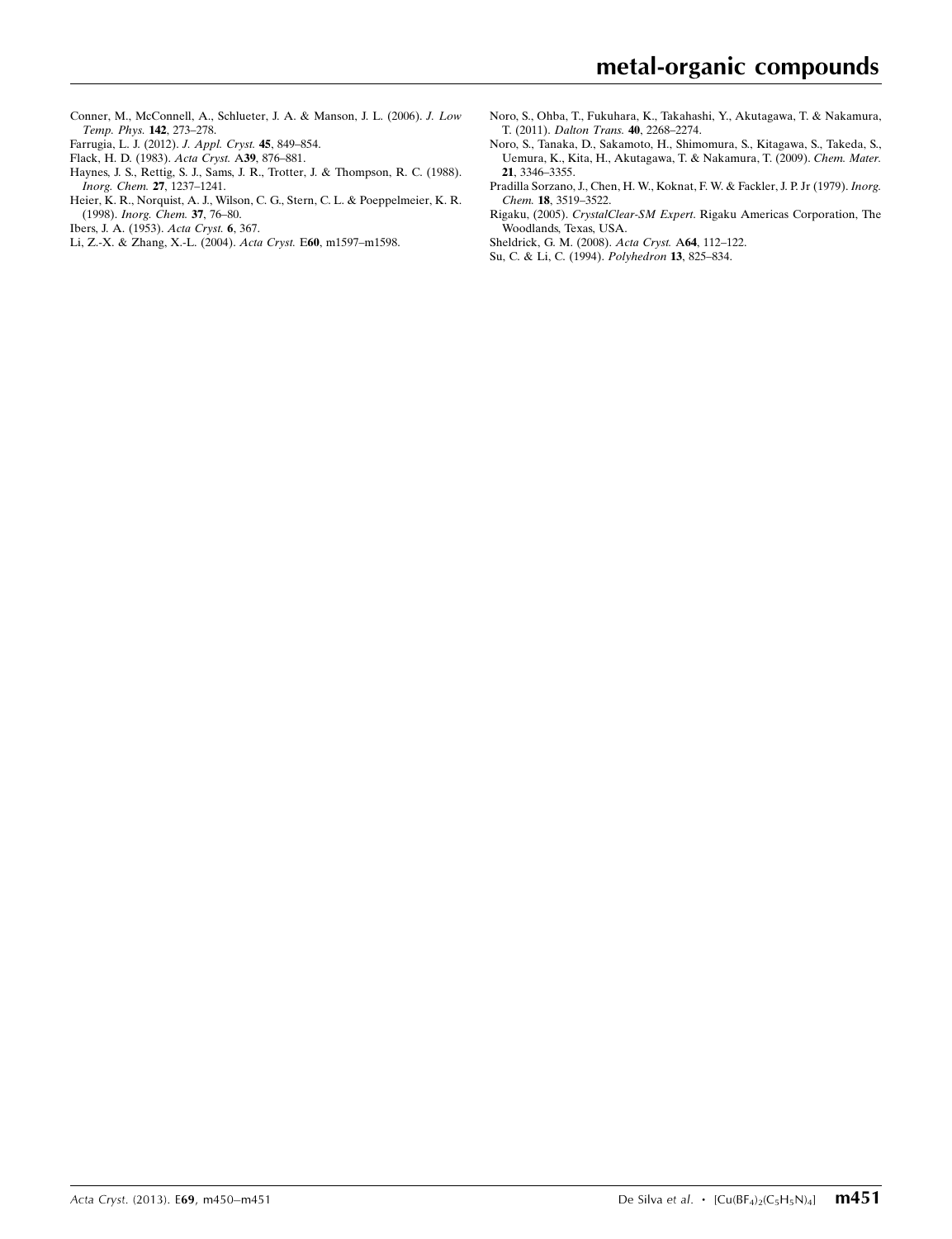Conner, M., McConnell, A., Schlueter, J. A. & Manson, J. L. (2006). *J. Low Temp. Phys.* **142**, 273–278.

Farrugia, L. J. (2012). *J. Appl. Cryst.* **45**, 849–854.

Flack, H. D. (1983). *Acta Cryst.* A**39**, 876–881.

Haynes, J. S., Rettig, S. J., Sams, J. R., Trotter, J. & Thompson, R. C. (1988). *Inorg. Chem.* **27**, 1237–1241.

Heier, K. R., Norquist, A. J., Wilson, C. G., Stern, C. L. & Poeppelmeier, K. R. (1998). *Inorg. Chem.* **37**, 76–80.

Ibers, J. A. (1953). *Acta Cryst.* **6**, 367.

Li, Z.-X. & Zhang, X.-L. (2004). *Acta Cryst.* E**60**, m1597–m1598.

Noro, S., Ohba, T., Fukuhara, K., Takahashi, Y., Akutagawa, T. & Nakamura, T. (2011). *Dalton Trans.* **40**, 2268–2274.

Noro, S., Tanaka, D., Sakamoto, H., Shimomura, S., Kitagawa, S., Takeda, S., Uemura, K., Kita, H., Akutagawa, T. & Nakamura, T. (2009). *Chem. Mater.* **21**, 3346–3355.

Pradilla Sorzano, J., Chen, H. W., Koknat, F. W. & Fackler, J. P. Jr (1979). *Inorg. Chem.* **18**, 3519–3522.

Rigaku, (2005). *CrystalClear-SM Expert*. Rigaku Americas Corporation, The Woodlands, Texas, USA.

Sheldrick, G. M. (2008). *Acta Cryst.* A**64**, 112–122.

Su, C. & Li, C. (1994). *Polyhedron* **13**, 825–834.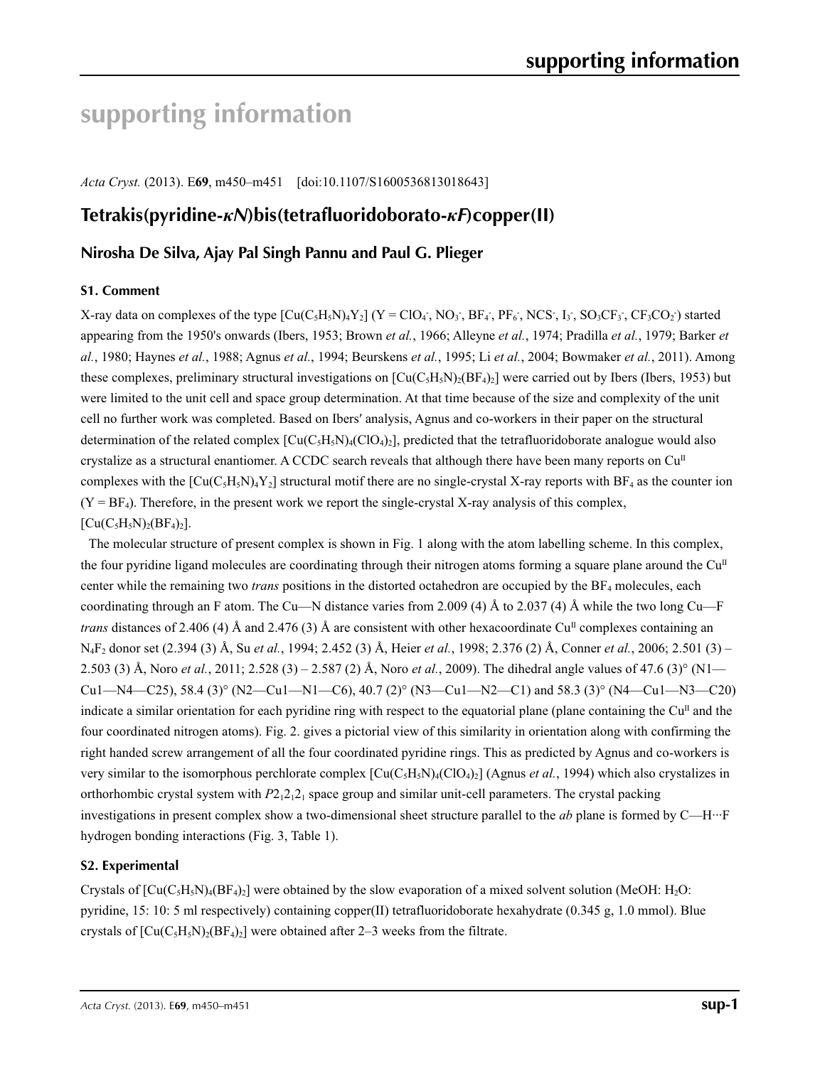# supporting information

*Acta Cryst.* (2013). E**69**, m450–m451 [doi:10.1107/S1600536813018643]

## Tetrakis(pyridine-*κN*)bis(tetrafluoridoborato-*κF*)copper(II)

### Nirosha De Silva, Ajay Pal Singh Pannu and Paul G. Plieger

#### S1. Comment

X-ray data on complexes of the type [$Cu(C_5H_5N)_4Y_2$] (Y = $ClO_4^-$, $NO_3^-$, $BF_4^-$, $PF_6^-$, $NCS^-$, $I_3^-$, $SO_3CF_3^-$, $CF_3CO_2^-$) started appearing from the 1950's onwards (Ibers, 1953; Brown *et al.*, 1966; Alleyne *et al.*, 1974; Pradilla *et al.*, 1979; Barker *et al.*, 1980; Haynes *et al.*, 1988; Agnus *et al.*, 1994; Beurskens *et al.*, 1995; Li *et al.*, 2004; Bowmaker *et al.*, 2011). Among these complexes, preliminary structural investigations on [$Cu(C_5H_5N)_2(BF_4)_2$] were carried out by Ibers (Ibers, 1953) but were limited to the unit cell and space group determination. At that time because of the size and complexity of the unit cell no further work was completed. Based on Ibers′ analysis, Agnus and co-workers in their paper on the structural determination of the related complex [$Cu(C_5H_5N)_4(ClO_4)_2$], predicted that the tetrafluoridoborate analogue would also crystalize as a structural enantiomer. A CCDC search reveals that although there have been many reports on $Cu^{II}$ complexes with the [$Cu(C_5H_5N)_4Y_2$] structural motif there are no single-crystal X-ray reports with $BF_4$ as the counter ion (Y = $BF_4$). Therefore, in the present work we report the single-crystal X-ray analysis of this complex, [$Cu(C_5H_5N)_2(BF_4)_2$].

The molecular structure of present complex is shown in Fig. 1 along with the atom labelling scheme. In this complex, the four pyridine ligand molecules are coordinating through their nitrogen atoms forming a square plane around the $Cu^{II}$ center while the remaining two *trans* positions in the distorted octahedron are occupied by the $BF_4$ molecules, each coordinating through an F atom. The Cu—N distance varies from 2.009 (4) Å to 2.037 (4) Å while the two long Cu—F *trans* distances of 2.406 (4) Å and 2.476 (3) Å are consistent with other hexacoordinate $Cu^{II}$ complexes containing an $N_4F_2$ donor set (2.394 (3) Å, Su *et al.*, 1994; 2.452 (3) Å, Heier *et al.*, 1998; 2.376 (2) Å, Conner *et al.*, 2006; 2.501 (3) – 2.503 (3) Å, Noro *et al.*, 2011; 2.528 (3) – 2.587 (2) Å, Noro *et al.*, 2009). The dihedral angle values of 47.6 (3)° (N1—Cu1—N4—C25), 58.4 (3)° (N2—Cu1—N1—C6), 40.7 (2)° (N3—Cu1—N2—C1) and 58.3 (3)° (N4—Cu1—N3—C20) indicate a similar orientation for each pyridine ring with respect to the equatorial plane (plane containing the $Cu^{II}$ and the four coordinated nitrogen atoms). Fig. 2. gives a pictorial view of this similarity in orientation along with confirming the right handed screw arrangement of all the four coordinated pyridine rings. This as predicted by Agnus and co-workers is very similar to the isomorphous perchlorate complex [$Cu(C_5H_5N)_4(ClO_4)_2$] (Agnus *et al.*, 1994) which also crystalizes in orthorhombic crystal system with $P2_12_12_1$ space group and similar unit-cell parameters. The crystal packing investigations in present complex show a two-dimensional sheet structure parallel to the *ab* plane is formed by C—H···F hydrogen bonding interactions (Fig. 3, Table 1).

#### S2. Experimental

Crystals of [$Cu(C_5H_5N)_4(BF_4)_2$] were obtained by the slow evaporation of a mixed solvent solution (MeOH: $H_2O$: pyridine, 15: 10: 5 ml respectively) containing copper(II) tetrafluoridoborate hexahydrate (0.345 g, 1.0 mmol). Blue crystals of [$Cu(C_5H_5N)_2(BF_4)_2$] were obtained after 2–3 weeks from the filtrate.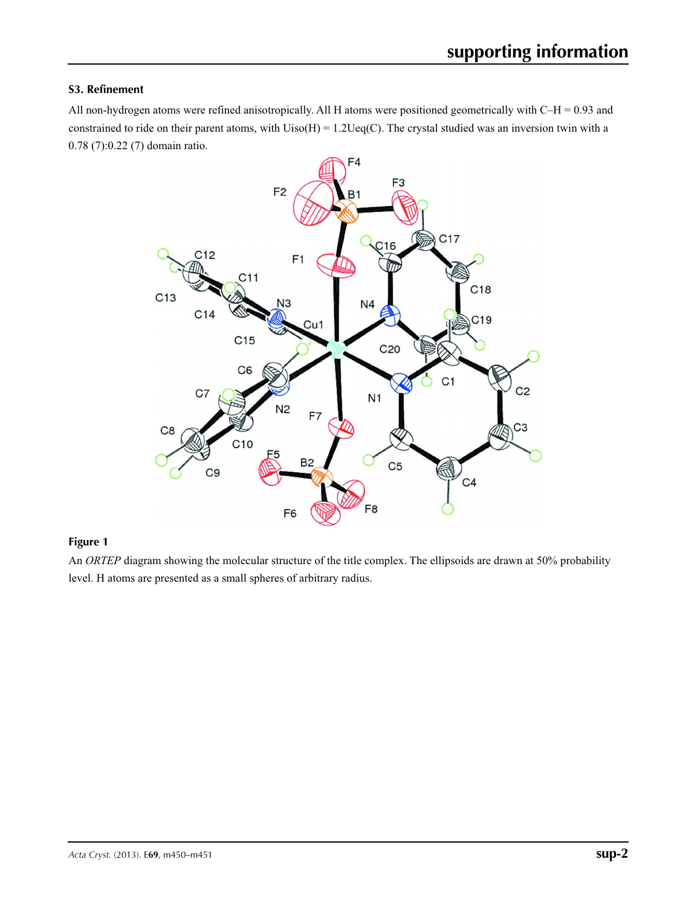### S3. Refinement

All non-hydrogen atoms were refined anisotropically. All H atoms were positioned geometrically with C–H = 0.93 and constrained to ride on their parent atoms, with Uiso(H) = 1.2Ueq(C). The crystal studied was an inversion twin with a 0.78 (7):0.22 (7) domain ratio.

**Figure 1**

An *ORTEP* diagram showing the molecular structure of the title complex. The ellipsoids are drawn at 50% probability level. H atoms are presented as a small spheres of arbitrary radius.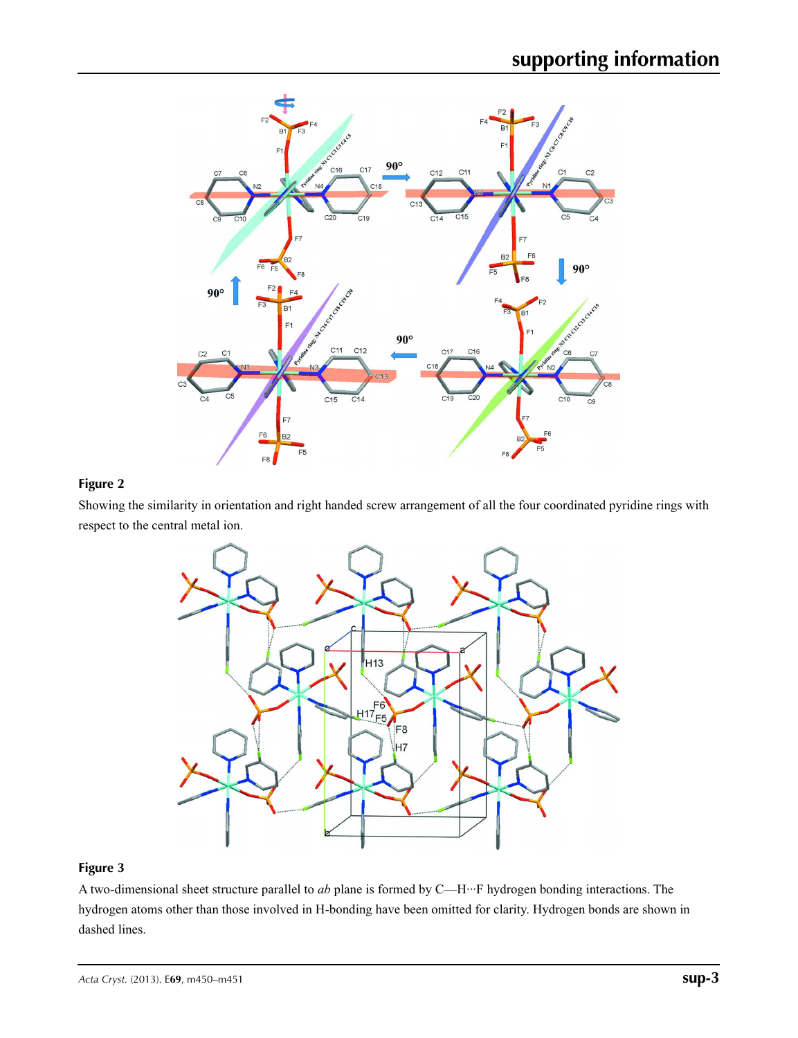**Figure 2**

Showing the similarity in orientation and right handed screw arrangement of all the four coordinated pyridine rings with respect to the central metal ion.

**Figure 3**

A two-dimensional sheet structure parallel to *ab* plane is formed by C—H···F hydrogen bonding interactions. The hydrogen atoms other than those involved in H-bonding have been omitted for clarity. Hydrogen bonds are shown in dashed lines.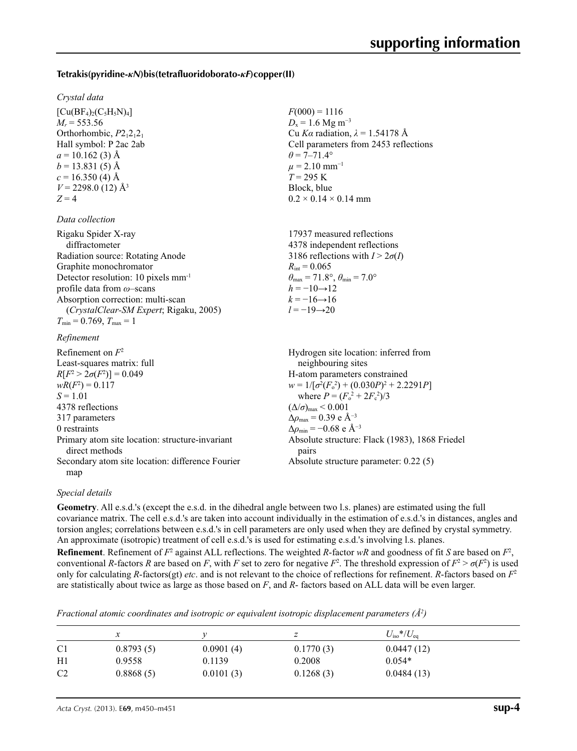**Tetrakis(pyridine-κN)bis(tetrafluoridoborato-κF)copper(II)**

*Crystal data*

$[Cu(BF_4)_2(C_5H_5N)_4]$
$M_r = 553.56$
Orthorhombic, $P2_12_12_1$
Hall symbol: P 2ac 2ab
$a = 10.162$ (3) Å
$b = 13.831$ (5) Å
$c = 16.350$ (4) Å
$V = 2298.0$ (12) Å$^3$
$Z = 4$

$F(000) = 1116$
$D_x = 1.6$ Mg m$^{-3}$
Cu $K\alpha$ radiation, $\lambda = 1.54178$ Å
Cell parameters from 2453 reflections
$\theta = 7–71.4°$
$\mu = 2.10$ mm$^{-1}$
$T = 295$ K
Block, blue
0.2 × 0.14 × 0.14 mm

*Data collection*

Rigaku Spider X-ray diffractometer
Radiation source: Rotating Anode
Graphite monochromator
Detector resolution: 10 pixels mm$^{-1}$
profile data from $\omega$–scans
Absorption correction: multi-scan (*CrystalClear-SM Expert*; Rigaku, 2005)
$T_{min} = 0.769$, $T_{max} = 1$

17937 measured reflections
4378 independent reflections
3186 reflections with $I > 2\sigma(I)$
$R_{int} = 0.065$
$\theta_{max} = 71.8°$, $\theta_{min} = 7.0°$
$h = -10 \rightarrow 12$
$k = -16 \rightarrow 16$
$l = -19 \rightarrow 20$

*Refinement*

Refinement on $F^2$
Least-squares matrix: full
$R[F^2 > 2\sigma(F^2)] = 0.049$
$wR(F^2) = 0.117$
$S = 1.01$
4378 reflections
317 parameters
0 restraints
Primary atom site location: structure-invariant direct methods
Secondary atom site location: difference Fourier map

Hydrogen site location: inferred from neighbouring sites
H-atom parameters constrained
$w = 1/[\sigma^2(F_o^2) + (0.030P)^2 + 2.2291P]$ where $P = (F_o^2 + 2F_c^2)/3$
$(\Delta/\sigma)_{max} < 0.001$
$\Delta\rho_{max} = 0.39$ e Å$^{-3}$
$\Delta\rho_{min} = -0.68$ e Å$^{-3}$
Absolute structure: Flack (1983), 1868 Friedel pairs
Absolute structure parameter: 0.22 (5)

*Special details*

**Geometry**. All e.s.d.'s (except the e.s.d. in the dihedral angle between two l.s. planes) are estimated using the full covariance matrix. The cell e.s.d.'s are taken into account individually in the estimation of e.s.d.'s in distances, angles and torsion angles; correlations between e.s.d.'s in cell parameters are only used when they are defined by crystal symmetry. An approximate (isotropic) treatment of cell e.s.d.'s is used for estimating e.s.d.'s involving l.s. planes.

**Refinement**. Refinement of $F^2$ against ALL reflections. The weighted $R$-factor $wR$ and goodness of fit $S$ are based on $F^2$, conventional $R$-factors $R$ are based on $F$, with $F$ set to zero for negative $F^2$. The threshold expression of $F^2 > \sigma(F^2)$ is used only for calculating $R$-factors(gt) *etc*. and is not relevant to the choice of reflections for refinement. $R$-factors based on $F^2$ are statistically about twice as large as those based on $F$, and $R$- factors based on ALL data will be even larger.

*Fractional atomic coordinates and isotropic or equivalent isotropic displacement parameters (Å$^2$)*

| | $x$ | $y$ | $z$ | $U_{iso}$*/$U_{eq}$ |
|---|---|---|---|---|
| C1 | 0.8793 (5) | 0.0901 (4) | 0.1770 (3) | 0.0447 (12) |
| H1 | 0.9558 | 0.1139 | 0.2008 | 0.054* |
| C2 | 0.8868 (5) | 0.0101 (3) | 0.1268 (3) | 0.0484 (13) |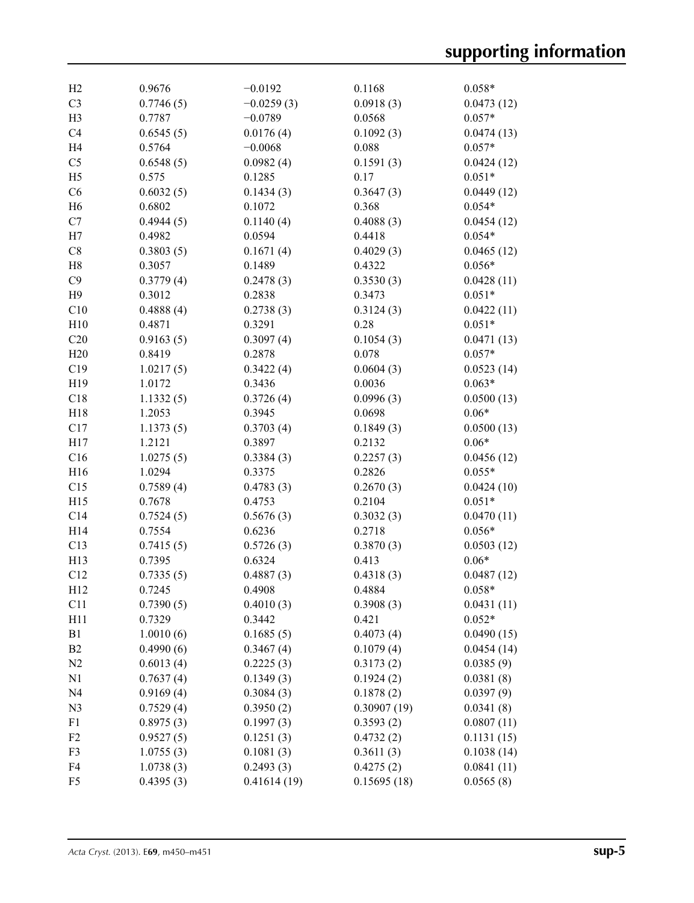| | | | | |
|---|---|---|---|---|
| H2 | 0.9676 | −0.0192 | 0.1168 | 0.058* |
| C3 | 0.7746 (5) | −0.0259 (3) | 0.0918 (3) | 0.0473 (12) |
| H3 | 0.7787 | −0.0789 | 0.0568 | 0.057* |
| C4 | 0.6545 (5) | 0.0176 (4) | 0.1092 (3) | 0.0474 (13) |
| H4 | 0.5764 | −0.0068 | 0.088 | 0.057* |
| C5 | 0.6548 (5) | 0.0982 (4) | 0.1591 (3) | 0.0424 (12) |
| H5 | 0.575 | 0.1285 | 0.17 | 0.051* |
| C6 | 0.6032 (5) | 0.1434 (3) | 0.3647 (3) | 0.0449 (12) |
| H6 | 0.6802 | 0.1072 | 0.368 | 0.054* |
| C7 | 0.4944 (5) | 0.1140 (4) | 0.4088 (3) | 0.0454 (12) |
| H7 | 0.4982 | 0.0594 | 0.4418 | 0.054* |
| C8 | 0.3803 (5) | 0.1671 (4) | 0.4029 (3) | 0.0465 (12) |
| H8 | 0.3057 | 0.1489 | 0.4322 | 0.056* |
| C9 | 0.3779 (4) | 0.2478 (3) | 0.3530 (3) | 0.0428 (11) |
| H9 | 0.3012 | 0.2838 | 0.3473 | 0.051* |
| C10 | 0.4888 (4) | 0.2738 (3) | 0.3124 (3) | 0.0422 (11) |
| H10 | 0.4871 | 0.3291 | 0.28 | 0.051* |
| C20 | 0.9163 (5) | 0.3097 (4) | 0.1054 (3) | 0.0471 (13) |
| H20 | 0.8419 | 0.2878 | 0.078 | 0.057* |
| C19 | 1.0217 (5) | 0.3422 (4) | 0.0604 (3) | 0.0523 (14) |
| H19 | 1.0172 | 0.3436 | 0.0036 | 0.063* |
| C18 | 1.1332 (5) | 0.3726 (4) | 0.0996 (3) | 0.0500 (13) |
| H18 | 1.2053 | 0.3945 | 0.0698 | 0.06* |
| C17 | 1.1373 (5) | 0.3703 (4) | 0.1849 (3) | 0.0500 (13) |
| H17 | 1.2121 | 0.3897 | 0.2132 | 0.06* |
| C16 | 1.0275 (5) | 0.3384 (3) | 0.2257 (3) | 0.0456 (12) |
| H16 | 1.0294 | 0.3375 | 0.2826 | 0.055* |
| C15 | 0.7589 (4) | 0.4783 (3) | 0.2670 (3) | 0.0424 (10) |
| H15 | 0.7678 | 0.4753 | 0.2104 | 0.051* |
| C14 | 0.7524 (5) | 0.5676 (3) | 0.3032 (3) | 0.0470 (11) |
| H14 | 0.7554 | 0.6236 | 0.2718 | 0.056* |
| C13 | 0.7415 (5) | 0.5726 (3) | 0.3870 (3) | 0.0503 (12) |
| H13 | 0.7395 | 0.6324 | 0.413 | 0.06* |
| C12 | 0.7335 (5) | 0.4887 (3) | 0.4318 (3) | 0.0487 (12) |
| H12 | 0.7245 | 0.4908 | 0.4884 | 0.058* |
| C11 | 0.7390 (5) | 0.4010 (3) | 0.3908 (3) | 0.0431 (11) |
| H11 | 0.7329 | 0.3442 | 0.421 | 0.052* |
| B1 | 1.0010 (6) | 0.1685 (5) | 0.4073 (4) | 0.0490 (15) |
| B2 | 0.4990 (6) | 0.3467 (4) | 0.1079 (4) | 0.0454 (14) |
| N2 | 0.6013 (4) | 0.2225 (3) | 0.3173 (2) | 0.0385 (9) |
| N1 | 0.7637 (4) | 0.1349 (3) | 0.1924 (2) | 0.0381 (8) |
| N4 | 0.9169 (4) | 0.3084 (3) | 0.1878 (2) | 0.0397 (9) |
| N3 | 0.7529 (4) | 0.3950 (2) | 0.30907 (19) | 0.0341 (8) |
| F1 | 0.8975 (3) | 0.1997 (3) | 0.3593 (2) | 0.0807 (11) |
| F2 | 0.9527 (5) | 0.1251 (3) | 0.4732 (2) | 0.1131 (15) |
| F3 | 1.0755 (3) | 0.1081 (3) | 0.3611 (3) | 0.1038 (14) |
| F4 | 1.0738 (3) | 0.2493 (3) | 0.4275 (2) | 0.0841 (11) |
| F5 | 0.4395 (3) | 0.41614 (19) | 0.15695 (18) | 0.0565 (8) |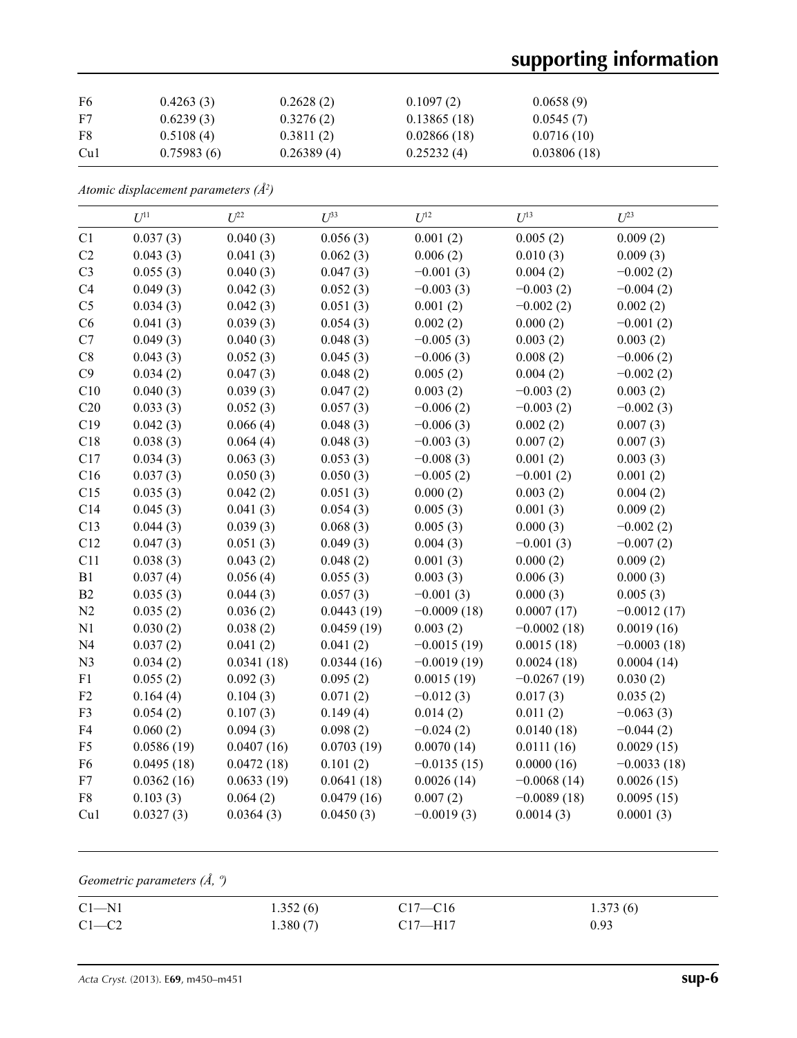| | | | | |
|---|---|---|---|---|
| F6 | 0.4263 (3) | 0.2628 (2) | 0.1097 (2) | 0.0658 (9) |
| F7 | 0.6239 (3) | 0.3276 (2) | 0.13865 (18) | 0.0545 (7) |
| F8 | 0.5108 (4) | 0.3811 (2) | 0.02866 (18) | 0.0716 (10) |
| Cu1 | 0.75983 (6) | 0.26389 (4) | 0.25232 (4) | 0.03806 (18) |

*Atomic displacement parameters (Å²)*

| | $U^{11}$ | $U^{22}$ | $U^{33}$ | $U^{12}$ | $U^{13}$ | $U^{23}$ |
|---|---|---|---|---|---|---|
| C1 | 0.037 (3) | 0.040 (3) | 0.056 (3) | 0.001 (2) | 0.005 (2) | 0.009 (2) |
| C2 | 0.043 (3) | 0.041 (3) | 0.062 (3) | 0.006 (2) | 0.010 (3) | 0.009 (3) |
| C3 | 0.055 (3) | 0.040 (3) | 0.047 (3) | −0.001 (3) | 0.004 (2) | −0.002 (2) |
| C4 | 0.049 (3) | 0.042 (3) | 0.052 (3) | −0.003 (3) | −0.003 (2) | −0.004 (2) |
| C5 | 0.034 (3) | 0.042 (3) | 0.051 (3) | 0.001 (2) | −0.002 (2) | 0.002 (2) |
| C6 | 0.041 (3) | 0.039 (3) | 0.054 (3) | 0.002 (2) | 0.000 (2) | −0.001 (2) |
| C7 | 0.049 (3) | 0.040 (3) | 0.048 (3) | −0.005 (3) | 0.003 (2) | 0.003 (2) |
| C8 | 0.043 (3) | 0.052 (3) | 0.045 (3) | −0.006 (3) | 0.008 (2) | −0.006 (2) |
| C9 | 0.034 (2) | 0.047 (3) | 0.048 (2) | 0.005 (2) | 0.004 (2) | −0.002 (2) |
| C10 | 0.040 (3) | 0.039 (3) | 0.047 (2) | 0.003 (2) | −0.003 (2) | 0.003 (2) |
| C20 | 0.033 (3) | 0.052 (3) | 0.057 (3) | −0.006 (2) | −0.003 (2) | −0.002 (3) |
| C19 | 0.042 (3) | 0.066 (4) | 0.048 (3) | −0.006 (3) | 0.002 (2) | 0.007 (3) |
| C18 | 0.038 (3) | 0.064 (4) | 0.048 (3) | −0.003 (3) | 0.007 (2) | 0.007 (3) |
| C17 | 0.034 (3) | 0.063 (3) | 0.053 (3) | −0.008 (3) | 0.001 (2) | 0.003 (3) |
| C16 | 0.037 (3) | 0.050 (3) | 0.050 (3) | −0.005 (2) | −0.001 (2) | 0.001 (2) |
| C15 | 0.035 (3) | 0.042 (2) | 0.051 (3) | 0.000 (2) | 0.003 (2) | 0.004 (2) |
| C14 | 0.045 (3) | 0.041 (3) | 0.054 (3) | 0.005 (3) | 0.001 (3) | 0.009 (2) |
| C13 | 0.044 (3) | 0.039 (3) | 0.068 (3) | 0.005 (3) | 0.000 (3) | −0.002 (2) |
| C12 | 0.047 (3) | 0.051 (3) | 0.049 (3) | 0.004 (3) | −0.001 (3) | −0.007 (2) |
| C11 | 0.038 (3) | 0.043 (2) | 0.048 (2) | 0.001 (3) | 0.000 (2) | 0.009 (2) |
| B1 | 0.037 (4) | 0.056 (4) | 0.055 (3) | 0.003 (3) | 0.006 (3) | 0.000 (3) |
| B2 | 0.035 (3) | 0.044 (3) | 0.057 (3) | −0.001 (3) | 0.000 (3) | 0.005 (3) |
| N2 | 0.035 (2) | 0.036 (2) | 0.0443 (19) | −0.0009 (18) | 0.0007 (17) | −0.0012 (17) |
| N1 | 0.030 (2) | 0.038 (2) | 0.0459 (19) | 0.003 (2) | −0.0002 (18) | 0.0019 (16) |
| N4 | 0.037 (2) | 0.041 (2) | 0.041 (2) | −0.0015 (19) | 0.0015 (18) | −0.0003 (18) |
| N3 | 0.034 (2) | 0.0341 (18) | 0.0344 (16) | −0.0019 (19) | 0.0024 (18) | 0.0004 (14) |
| F1 | 0.055 (2) | 0.092 (3) | 0.095 (3) | 0.0015 (19) | −0.0267 (19) | 0.030 (2) |
| F2 | 0.164 (4) | 0.104 (3) | 0.071 (2) | −0.012 (3) | 0.017 (3) | 0.035 (2) |
| F3 | 0.054 (2) | 0.107 (3) | 0.149 (4) | 0.014 (2) | 0.011 (2) | −0.063 (3) |
| F4 | 0.060 (2) | 0.094 (3) | 0.098 (2) | −0.024 (2) | 0.0140 (18) | −0.044 (2) |
| F5 | 0.0586 (19) | 0.0407 (16) | 0.0703 (19) | 0.0070 (14) | 0.0111 (16) | 0.0029 (15) |
| F6 | 0.0495 (18) | 0.0472 (18) | 0.101 (2) | −0.0135 (15) | 0.0000 (16) | −0.0033 (18) |
| F7 | 0.0362 (16) | 0.0633 (19) | 0.0641 (18) | 0.0026 (14) | −0.0068 (14) | 0.0026 (15) |
| F8 | 0.103 (3) | 0.064 (2) | 0.0479 (16) | 0.007 (2) | −0.0089 (18) | 0.0095 (15) |
| Cu1 | 0.0327 (3) | 0.0364 (3) | 0.0450 (3) | −0.0019 (3) | 0.0014 (3) | 0.0001 (3) |

*Geometric parameters (Å, º)*

| | | | |
|---|---|---|---|
| C1—N1 | 1.352 (6) | C17—C16 | 1.373 (6) |
| C1—C2 | 1.380 (7) | C17—H17 | 0.93 |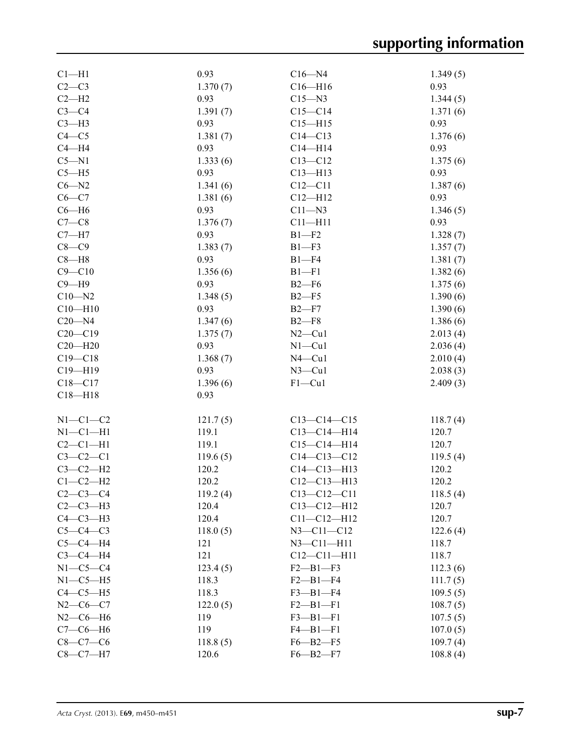| | | | |
|---|---|---|---|
| C1—H1 | 0.93 | C16—N4 | 1.349 (5) |
| C2—C3 | 1.370 (7) | C16—H16 | 0.93 |
| C2—H2 | 0.93 | C15—N3 | 1.344 (5) |
| C3—C4 | 1.391 (7) | C15—C14 | 1.371 (6) |
| C3—H3 | 0.93 | C15—H15 | 0.93 |
| C4—C5 | 1.381 (7) | C14—C13 | 1.376 (6) |
| C4—H4 | 0.93 | C14—H14 | 0.93 |
| C5—N1 | 1.333 (6) | C13—C12 | 1.375 (6) |
| C5—H5 | 0.93 | C13—H13 | 0.93 |
| C6—N2 | 1.341 (6) | C12—C11 | 1.387 (6) |
| C6—C7 | 1.381 (6) | C12—H12 | 0.93 |
| C6—H6 | 0.93 | C11—N3 | 1.346 (5) |
| C7—C8 | 1.376 (7) | C11—H11 | 0.93 |
| C7—H7 | 0.93 | B1—F2 | 1.328 (7) |
| C8—C9 | 1.383 (7) | B1—F3 | 1.357 (7) |
| C8—H8 | 0.93 | B1—F4 | 1.381 (7) |
| C9—C10 | 1.356 (6) | B1—F1 | 1.382 (6) |
| C9—H9 | 0.93 | B2—F6 | 1.375 (6) |
| C10—N2 | 1.348 (5) | B2—F5 | 1.390 (6) |
| C10—H10 | 0.93 | B2—F7 | 1.390 (6) |
| C20—N4 | 1.347 (6) | B2—F8 | 1.386 (6) |
| C20—C19 | 1.375 (7) | N2—Cu1 | 2.013 (4) |
| C20—H20 | 0.93 | N1—Cu1 | 2.036 (4) |
| C19—C18 | 1.368 (7) | N4—Cu1 | 2.010 (4) |
| C19—H19 | 0.93 | N3—Cu1 | 2.038 (3) |
| C18—C17 | 1.396 (6) | F1—Cu1 | 2.409 (3) |
| C18—H18 | 0.93 | | |

| | | | |
|---|---|---|---|
| N1—C1—C2 | 121.7 (5) | C13—C14—C15 | 118.7 (4) |
| N1—C1—H1 | 119.1 | C13—C14—H14 | 120.7 |
| C2—C1—H1 | 119.1 | C15—C14—H14 | 120.7 |
| C3—C2—C1 | 119.6 (5) | C14—C13—C12 | 119.5 (4) |
| C3—C2—H2 | 120.2 | C14—C13—H13 | 120.2 |
| C1—C2—H2 | 120.2 | C12—C13—H13 | 120.2 |
| C2—C3—C4 | 119.2 (4) | C13—C12—C11 | 118.5 (4) |
| C2—C3—H3 | 120.4 | C13—C12—H12 | 120.7 |
| C4—C3—H3 | 120.4 | C11—C12—H12 | 120.7 |
| C5—C4—C3 | 118.0 (5) | N3—C11—C12 | 122.6 (4) |
| C5—C4—H4 | 121 | N3—C11—H11 | 118.7 |
| C3—C4—H4 | 121 | C12—C11—H11 | 118.7 |
| N1—C5—C4 | 123.4 (5) | F2—B1—F3 | 112.3 (6) |
| N1—C5—H5 | 118.3 | F2—B1—F4 | 111.7 (5) |
| C4—C5—H5 | 118.3 | F3—B1—F4 | 109.5 (5) |
| N2—C6—C7 | 122.0 (5) | F2—B1—F1 | 108.7 (5) |
| N2—C6—H6 | 119 | F3—B1—F1 | 107.5 (5) |
| C7—C6—H6 | 119 | F4—B1—F1 | 107.0 (5) |
| C8—C7—C6 | 118.8 (5) | F6—B2—F5 | 109.7 (4) |
| C8—C7—H7 | 120.6 | F6—B2—F7 | 108.8 (4) |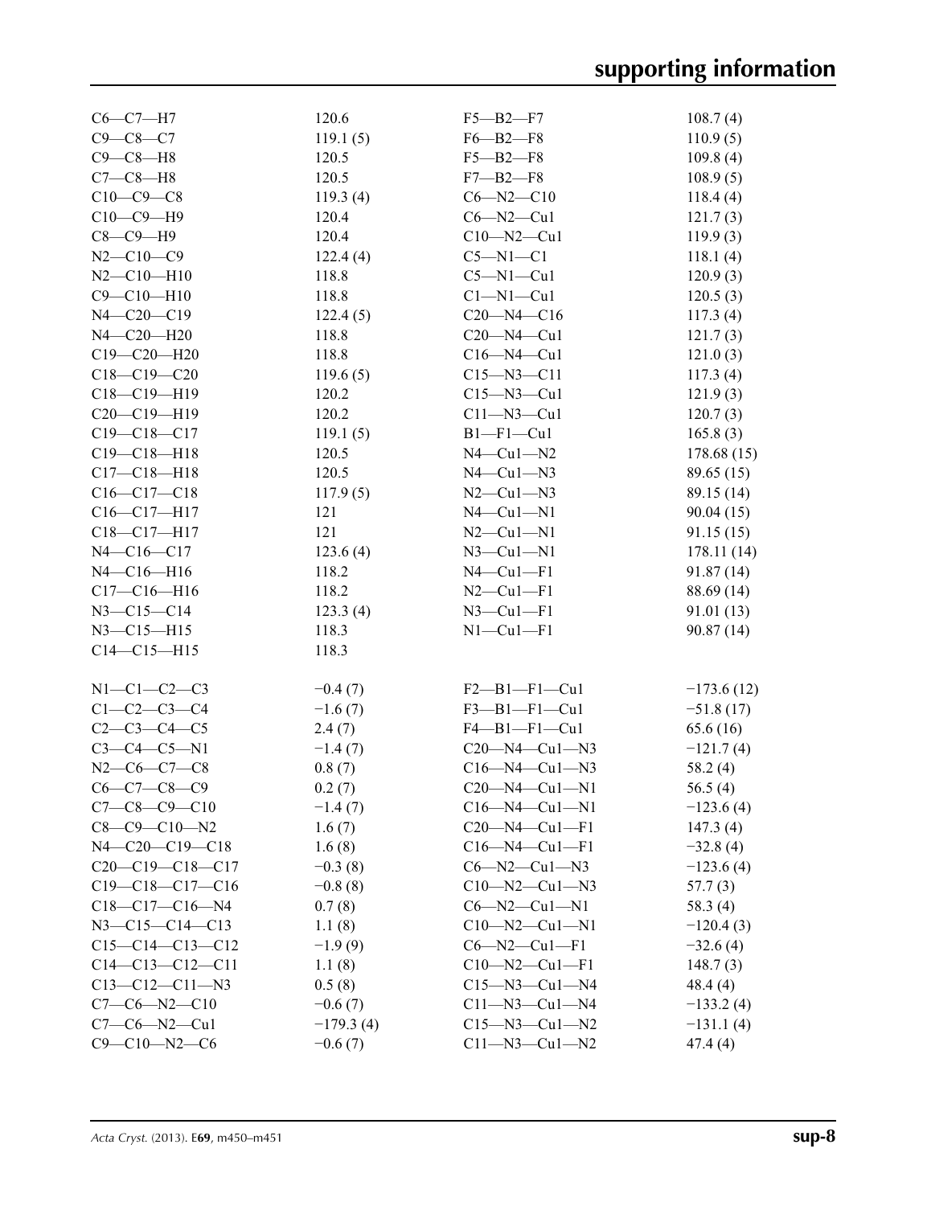| | | | |
|---|---|---|---|
| C6—C7—H7 | 120.6 | F5—B2—F7 | 108.7 (4) |
| C9—C8—C7 | 119.1 (5) | F6—B2—F8 | 110.9 (5) |
| C9—C8—H8 | 120.5 | F5—B2—F8 | 109.8 (4) |
| C7—C8—H8 | 120.5 | F7—B2—F8 | 108.9 (5) |
| C10—C9—C8 | 119.3 (4) | C6—N2—C10 | 118.4 (4) |
| C10—C9—H9 | 120.4 | C6—N2—Cu1 | 121.7 (3) |
| C8—C9—H9 | 120.4 | C10—N2—Cu1 | 119.9 (3) |
| N2—C10—C9 | 122.4 (4) | C5—N1—C1 | 118.1 (4) |
| N2—C10—H10 | 118.8 | C5—N1—Cu1 | 120.9 (3) |
| C9—C10—H10 | 118.8 | C1—N1—Cu1 | 120.5 (3) |
| N4—C20—C19 | 122.4 (5) | C20—N4—C16 | 117.3 (4) |
| N4—C20—H20 | 118.8 | C20—N4—Cu1 | 121.7 (3) |
| C19—C20—H20 | 118.8 | C16—N4—Cu1 | 121.0 (3) |
| C18—C19—C20 | 119.6 (5) | C15—N3—C11 | 117.3 (4) |
| C18—C19—H19 | 120.2 | C15—N3—Cu1 | 121.9 (3) |
| C20—C19—H19 | 120.2 | C11—N3—Cu1 | 120.7 (3) |
| C19—C18—C17 | 119.1 (5) | B1—F1—Cu1 | 165.8 (3) |
| C19—C18—H18 | 120.5 | N4—Cu1—N2 | 178.68 (15) |
| C17—C18—H18 | 120.5 | N4—Cu1—N3 | 89.65 (15) |
| C16—C17—C18 | 117.9 (5) | N2—Cu1—N3 | 89.15 (14) |
| C16—C17—H17 | 121 | N4—Cu1—N1 | 90.04 (15) |
| C18—C17—H17 | 121 | N2—Cu1—N1 | 91.15 (15) |
| N4—C16—C17 | 123.6 (4) | N3—Cu1—N1 | 178.11 (14) |
| N4—C16—H16 | 118.2 | N4—Cu1—F1 | 91.87 (14) |
| C17—C16—H16 | 118.2 | N2—Cu1—F1 | 88.69 (14) |
| N3—C15—C14 | 123.3 (4) | N3—Cu1—F1 | 91.01 (13) |
| N3—C15—H15 | 118.3 | N1—Cu1—F1 | 90.87 (14) |
| C14—C15—H15 | 118.3 | | |

| | | | |
|---|---|---|---|
| N1—C1—C2—C3 | −0.4 (7) | F2—B1—F1—Cu1 | −173.6 (12) |
| C1—C2—C3—C4 | −1.6 (7) | F3—B1—F1—Cu1 | −51.8 (17) |
| C2—C3—C4—C5 | 2.4 (7) | F4—B1—F1—Cu1 | 65.6 (16) |
| C3—C4—C5—N1 | −1.4 (7) | C20—N4—Cu1—N3 | −121.7 (4) |
| N2—C6—C7—C8 | 0.8 (7) | C16—N4—Cu1—N3 | 58.2 (4) |
| C6—C7—C8—C9 | 0.2 (7) | C20—N4—Cu1—N1 | 56.5 (4) |
| C7—C8—C9—C10 | −1.4 (7) | C16—N4—Cu1—N1 | −123.6 (4) |
| C8—C9—C10—N2 | 1.6 (7) | C20—N4—Cu1—F1 | 147.3 (4) |
| N4—C20—C19—C18 | 1.6 (8) | C16—N4—Cu1—F1 | −32.8 (4) |
| C20—C19—C18—C17 | −0.3 (8) | C6—N2—Cu1—N3 | −123.6 (4) |
| C19—C18—C17—C16 | −0.8 (8) | C10—N2—Cu1—N3 | 57.7 (3) |
| C18—C17—C16—N4 | 0.7 (8) | C6—N2—Cu1—N1 | 58.3 (4) |
| N3—C15—C14—C13 | 1.1 (8) | C10—N2—Cu1—N1 | −120.4 (3) |
| C15—C14—C13—C12 | −1.9 (9) | C6—N2—Cu1—F1 | −32.6 (4) |
| C14—C13—C12—C11 | 1.1 (8) | C10—N2—Cu1—F1 | 148.7 (3) |
| C13—C12—C11—N3 | 0.5 (8) | C15—N3—Cu1—N4 | 48.4 (4) |
| C7—C6—N2—C10 | −0.6 (7) | C11—N3—Cu1—N4 | −133.2 (4) |
| C7—C6—N2—Cu1 | −179.3 (4) | C15—N3—Cu1—N2 | −131.1 (4) |
| C9—C10—N2—C6 | −0.6 (7) | C11—N3—Cu1—N2 | 47.4 (4) |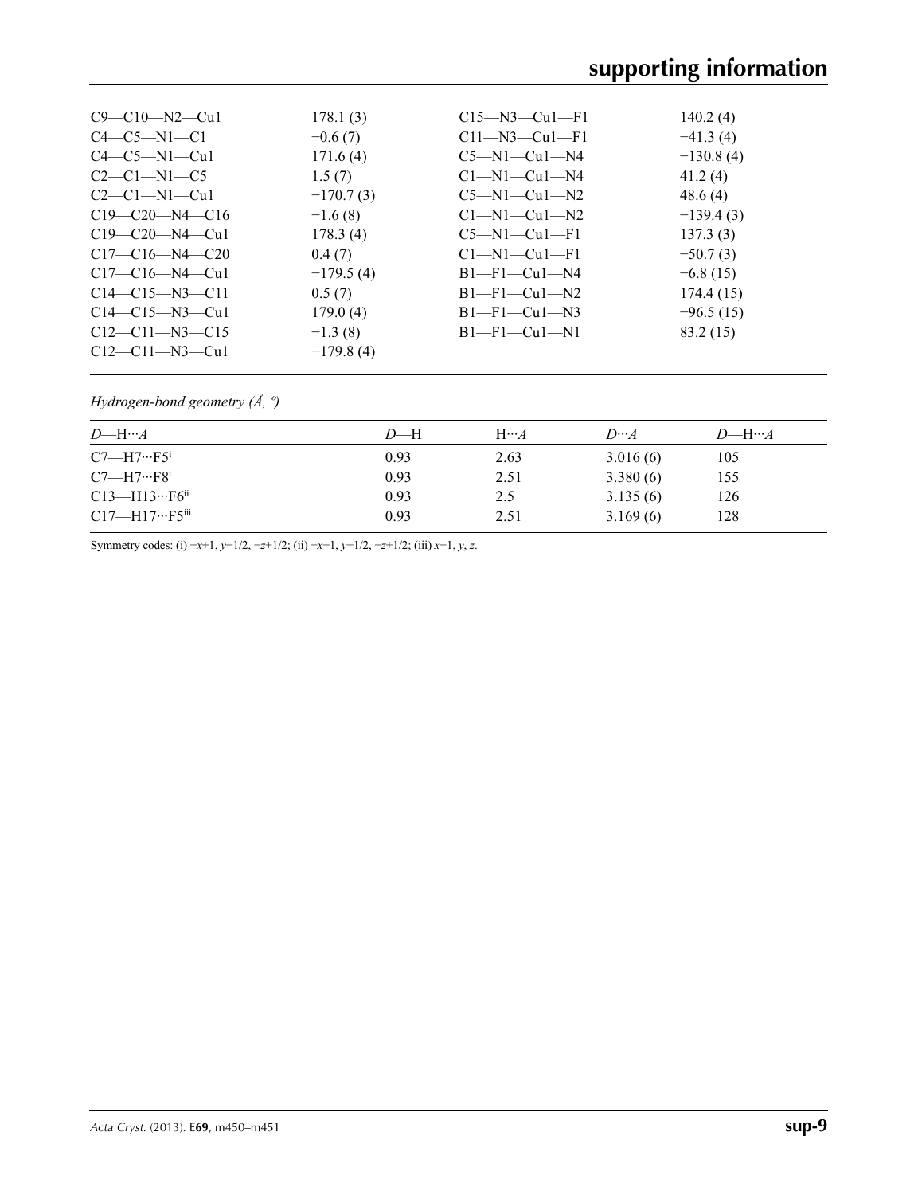| | | | |
|---|---|---|---|
| C9—C10—N2—Cu1 | 178.1 (3) | C15—N3—Cu1—F1 | 140.2 (4) |
| C4—C5—N1—C1 | −0.6 (7) | C11—N3—Cu1—F1 | −41.3 (4) |
| C4—C5—N1—Cu1 | 171.6 (4) | C5—N1—Cu1—N4 | −130.8 (4) |
| C2—C1—N1—C5 | 1.5 (7) | C1—N1—Cu1—N4 | 41.2 (4) |
| C2—C1—N1—Cu1 | −170.7 (3) | C5—N1—Cu1—N2 | 48.6 (4) |
| C19—C20—N4—C16 | −1.6 (8) | C1—N1—Cu1—N2 | −139.4 (3) |
| C19—C20—N4—Cu1 | 178.3 (4) | C5—N1—Cu1—F1 | 137.3 (3) |
| C17—C16—N4—C20 | 0.4 (7) | C1—N1—Cu1—F1 | −50.7 (3) |
| C17—C16—N4—Cu1 | −179.5 (4) | B1—F1—Cu1—N4 | −6.8 (15) |
| C14—C15—N3—C11 | 0.5 (7) | B1—F1—Cu1—N2 | 174.4 (15) |
| C14—C15—N3—Cu1 | 179.0 (4) | B1—F1—Cu1—N3 | −96.5 (15) |
| C12—C11—N3—C15 | −1.3 (8) | B1—F1—Cu1—N1 | 83.2 (15) |
| C12—C11—N3—Cu1 | −179.8 (4) | | |

*Hydrogen-bond geometry (Å, º)*

| *D*—H···*A* | *D*—H | H···*A* | *D*···*A* | *D*—H···*A* |
|---|---|---|---|---|
| C7—H7···F5[i] | 0.93 | 2.63 | 3.016 (6) | 105 |
| C7—H7···F8[i] | 0.93 | 2.51 | 3.380 (6) | 155 |
| C13—H13···F6[ii] | 0.93 | 2.5 | 3.135 (6) | 126 |
| C17—H17···F5[iii] | 0.93 | 2.51 | 3.169 (6) | 128 |

Symmetry codes: (i) $-x+1, y-1/2, -z+1/2$; (ii) $-x+1, y+1/2, -z+1/2$; (iii) $x+1, y, z$.